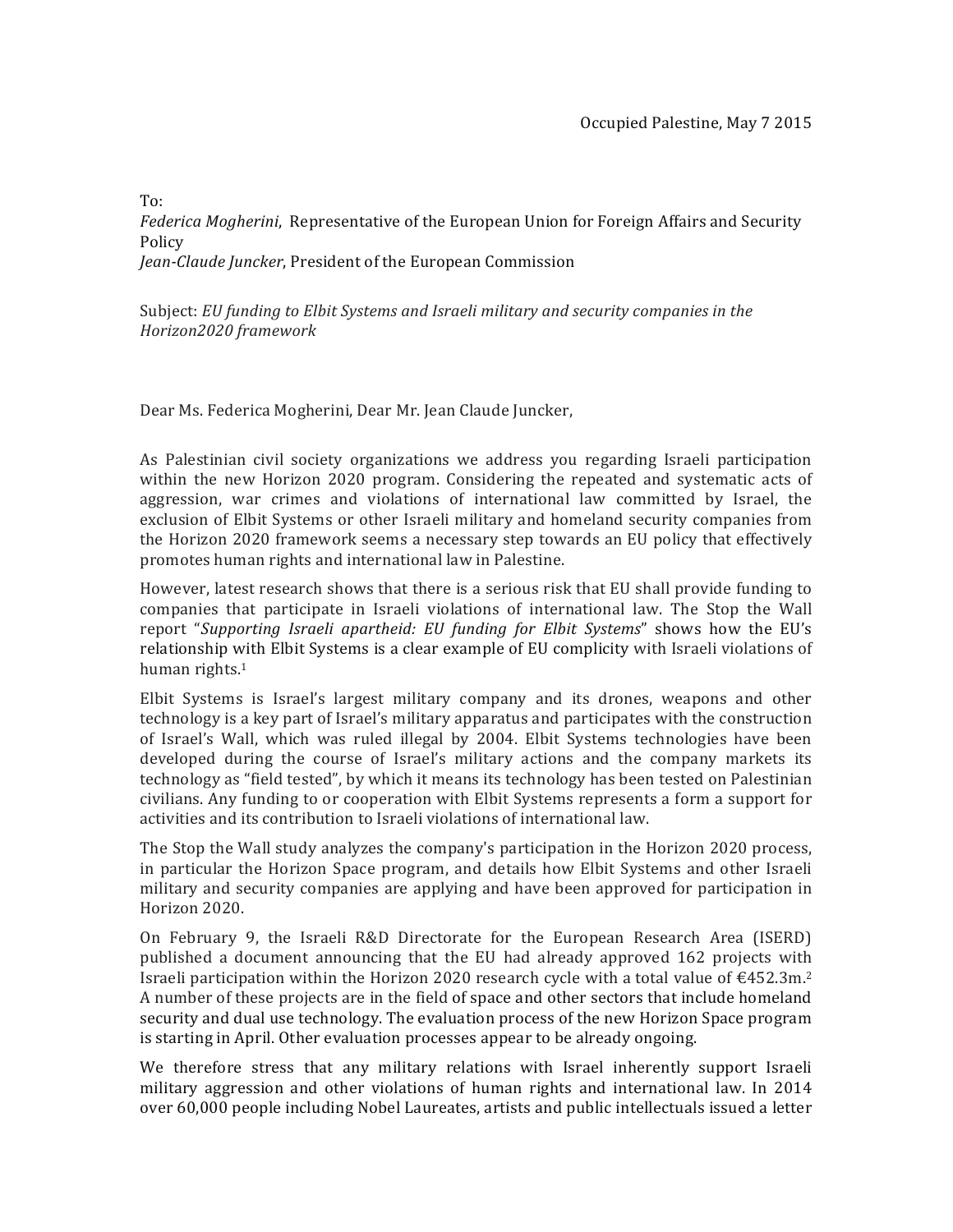Occupied Palestine, May 7 2015

To:
*Federica Mogherini*, Representative of the European Union for Foreign Affairs and Security Policy
*Jean-Claude Juncker*, President of the European Commission

Subject: *EU funding to Elbit Systems and Israeli military and security companies in the Horizon2020 framework*

Dear Ms. Federica Mogherini, Dear Mr. Jean Claude Juncker,

As Palestinian civil society organizations we address you regarding Israeli participation within the new Horizon 2020 program. Considering the repeated and systematic acts of aggression, war crimes and violations of international law committed by Israel, the exclusion of Elbit Systems or other Israeli military and homeland security companies from the Horizon 2020 framework seems a necessary step towards an EU policy that effectively promotes human rights and international law in Palestine.

However, latest research shows that there is a serious risk that EU shall provide funding to companies that participate in Israeli violations of international law. The Stop the Wall report "*Supporting Israeli apartheid: EU funding for Elbit Systems*" shows how the EU's relationship with Elbit Systems is a clear example of EU complicity with Israeli violations of human rights.[1]

Elbit Systems is Israel's largest military company and its drones, weapons and other technology is a key part of Israel's military apparatus and participates with the construction of Israel's Wall, which was ruled illegal by 2004. Elbit Systems technologies have been developed during the course of Israel's military actions and the company markets its technology as "field tested", by which it means its technology has been tested on Palestinian civilians. Any funding to or cooperation with Elbit Systems represents a form a support for activities and its contribution to Israeli violations of international law.

The Stop the Wall study analyzes the company's participation in the Horizon 2020 process, in particular the Horizon Space program, and details how Elbit Systems and other Israeli military and security companies are applying and have been approved for participation in Horizon 2020.

On February 9, the Israeli R&D Directorate for the European Research Area (ISERD) published a document announcing that the EU had already approved 162 projects with Israeli participation within the Horizon 2020 research cycle with a total value of €452.3m.[2] A number of these projects are in the field of space and other sectors that include homeland security and dual use technology. The evaluation process of the new Horizon Space program is starting in April. Other evaluation processes appear to be already ongoing.

We therefore stress that any military relations with Israel inherently support Israeli military aggression and other violations of human rights and international law. In 2014 over 60,000 people including Nobel Laureates, artists and public intellectuals issued a letter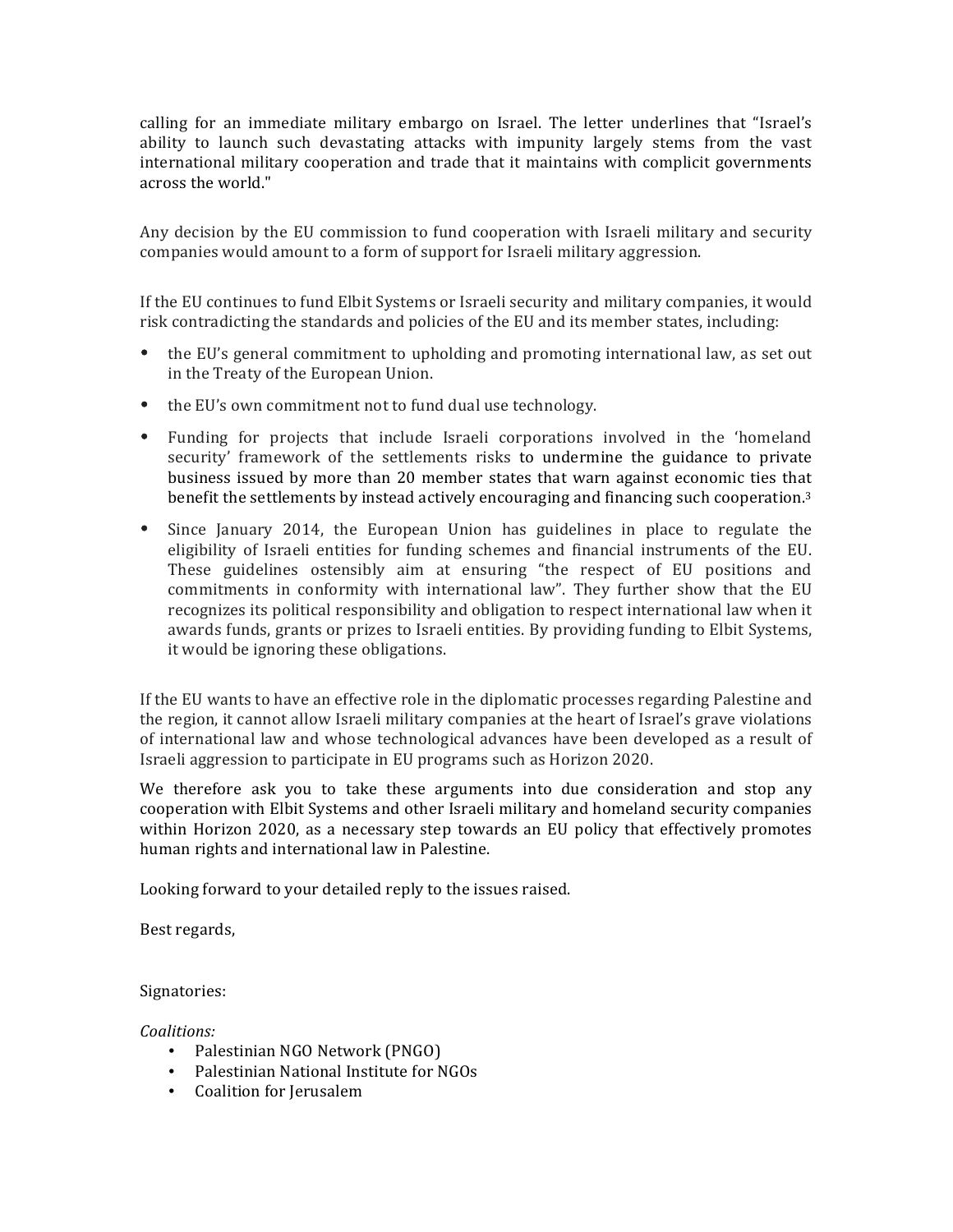calling for an immediate military embargo on Israel. The letter underlines that "Israel's ability to launch such devastating attacks with impunity largely stems from the vast international military cooperation and trade that it maintains with complicit governments across the world."

Any decision by the EU commission to fund cooperation with Israeli military and security companies would amount to a form of support for Israeli military aggression.

If the EU continues to fund Elbit Systems or Israeli security and military companies, it would risk contradicting the standards and policies of the EU and its member states, including:

- the EU's general commitment to upholding and promoting international law, as set out in the Treaty of the European Union.
- the EU's own commitment not to fund dual use technology.
- Funding for projects that include Israeli corporations involved in the 'homeland security' framework of the settlements risks to undermine the guidance to private business issued by more than 20 member states that warn against economic ties that benefit the settlements by instead actively encouraging and financing such cooperation.[3]
- Since January 2014, the European Union has guidelines in place to regulate the eligibility of Israeli entities for funding schemes and financial instruments of the EU. These guidelines ostensibly aim at ensuring "the respect of EU positions and commitments in conformity with international law". They further show that the EU recognizes its political responsibility and obligation to respect international law when it awards funds, grants or prizes to Israeli entities. By providing funding to Elbit Systems, it would be ignoring these obligations.

If the EU wants to have an effective role in the diplomatic processes regarding Palestine and the region, it cannot allow Israeli military companies at the heart of Israel's grave violations of international law and whose technological advances have been developed as a result of Israeli aggression to participate in EU programs such as Horizon 2020.

We therefore ask you to take these arguments into due consideration and stop any cooperation with Elbit Systems and other Israeli military and homeland security companies within Horizon 2020, as a necessary step towards an EU policy that effectively promotes human rights and international law in Palestine.

Looking forward to your detailed reply to the issues raised.

Best regards,

Signatories:

*Coalitions:*

- Palestinian NGO Network (PNGO)
- Palestinian National Institute for NGOs
- Coalition for Jerusalem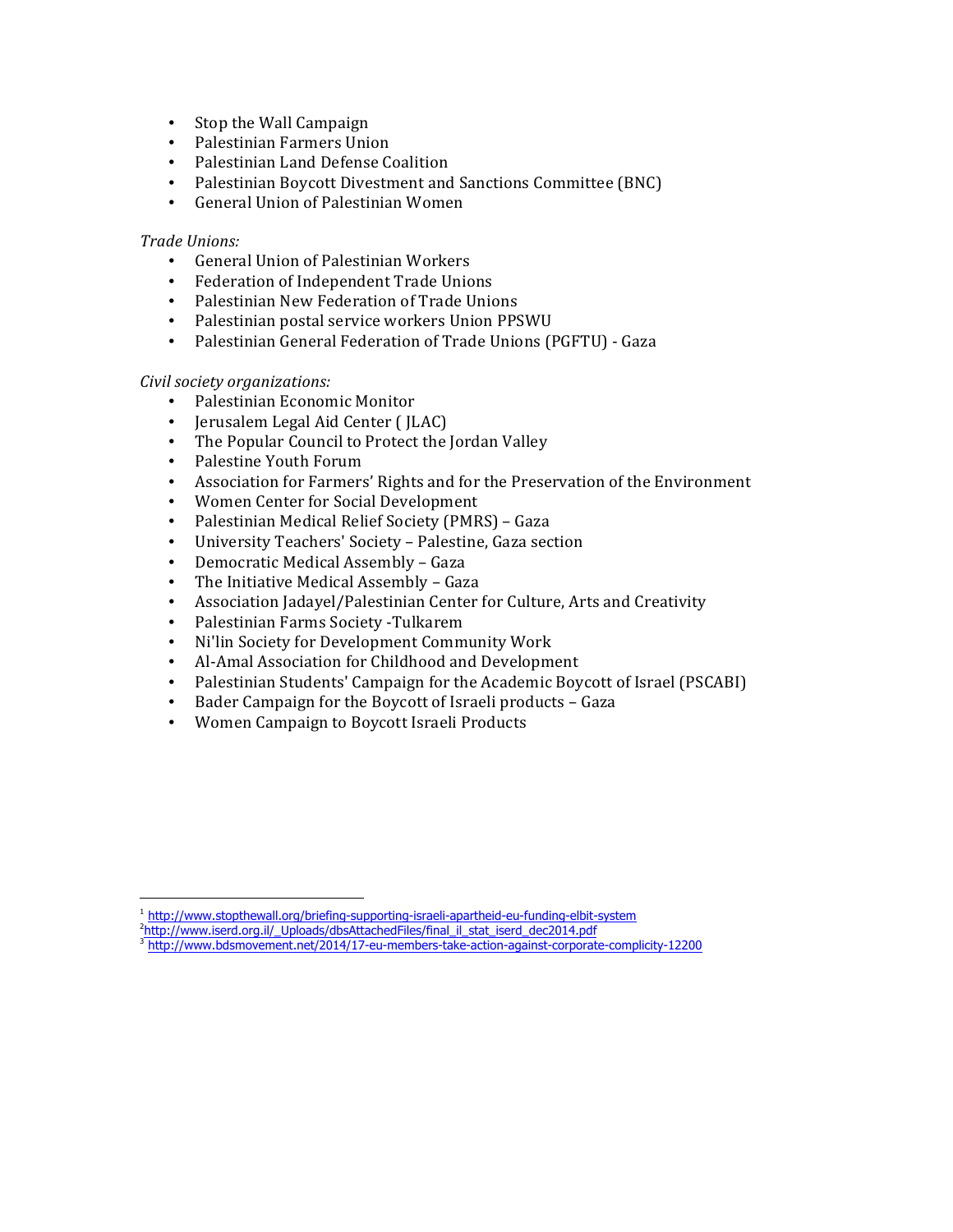- Stop the Wall Campaign
- Palestinian Farmers Union
- Palestinian Land Defense Coalition
- Palestinian Boycott Divestment and Sanctions Committee (BNC)
- General Union of Palestinian Women

*Trade Unions:*

- General Union of Palestinian Workers
- Federation of Independent Trade Unions
- Palestinian New Federation of Trade Unions
- Palestinian postal service workers Union PPSWU
- Palestinian General Federation of Trade Unions (PGFTU) - Gaza

*Civil society organizations:*

- Palestinian Economic Monitor
- Jerusalem Legal Aid Center ( JLAC)
- The Popular Council to Protect the Jordan Valley
- Palestine Youth Forum
- Association for Farmers' Rights and for the Preservation of the Environment
- Women Center for Social Development
- Palestinian Medical Relief Society (PMRS) – Gaza
- University Teachers' Society – Palestine, Gaza section
- Democratic Medical Assembly – Gaza
- The Initiative Medical Assembly – Gaza
- Association Jadayel/Palestinian Center for Culture, Arts and Creativity
- Palestinian Farms Society -Tulkarem
- Ni'lin Society for Development Community Work
- Al-Amal Association for Childhood and Development
- Palestinian Students' Campaign for the Academic Boycott of Israel (PSCABI)
- Bader Campaign for the Boycott of Israeli products – Gaza
- Women Campaign to Boycott Israeli Products

---

[1] http://www.stopthewall.org/briefing-supporting-israeli-apartheid-eu-funding-elbit-system

[2] http://www.iserd.org.il/_Uploads/dbsAttachedFiles/final_il_stat_iserd_dec2014.pdf

[3] http://www.bdsmovement.net/2014/17-eu-members-take-action-against-corporate-complicity-12200